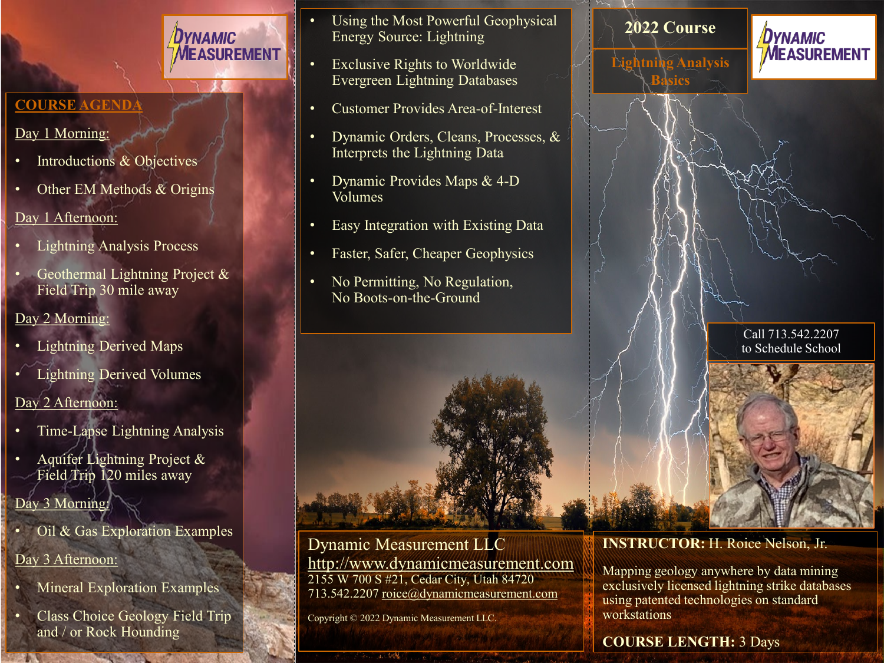DYNAMIC MEASUREMENT

## COURSE AGENDA

**Day 1 Morning:**

- Introductions & Objectives
- Other EM Methods & Origins

**Day 1 Afternoon:**

- Lightning Analysis Process
- Geothermal Lightning Project & Field Trip 30 mile away

**Day 2 Morning:**

- Lightning Derived Maps
- Lightning Derived Volumes

**Day 2 Afternoon:**

- Time-Lapse Lightning Analysis
- Aquifer Lightning Project & Field Trip 120 miles away

**Day 3 Morning:**

- Oil & Gas Exploration Examples

**Day 3 Afternoon:**

- Mineral Exploration Examples
- Class Choice Geology Field Trip and / or Rock Hounding

---

- Using the Most Powerful Geophysical Energy Source: Lightning
- Exclusive Rights to Worldwide Evergreen Lightning Databases
- Customer Provides Area-of-Interest
- Dynamic Orders, Cleans, Processes, & Interprets the Lightning Data
- Dynamic Provides Maps & 4-D Volumes
- Easy Integration with Existing Data
- Faster, Safer, Cheaper Geophysics
- No Permitting, No Regulation, No Boots-on-the-Ground

Dynamic Measurement LLC
http://www.dynamicmeasurement.com
2155 W 700 S #21, Cedar City, Utah 84720
713.542.2207 roice@dynamicmeasurement.com

Copyright © 2022 Dynamic Measurement LLC.

---

# 2022 Course

## Lightning Analysis Basics

DYNAMIC MEASUREMENT

Call 713.542.2207 to Schedule School

**INSTRUCTOR:** H. Roice Nelson, Jr.

Mapping geology anywhere by data mining exclusively licensed lightning strike databases using patented technologies on standard workstations

**COURSE LENGTH:** 3 Days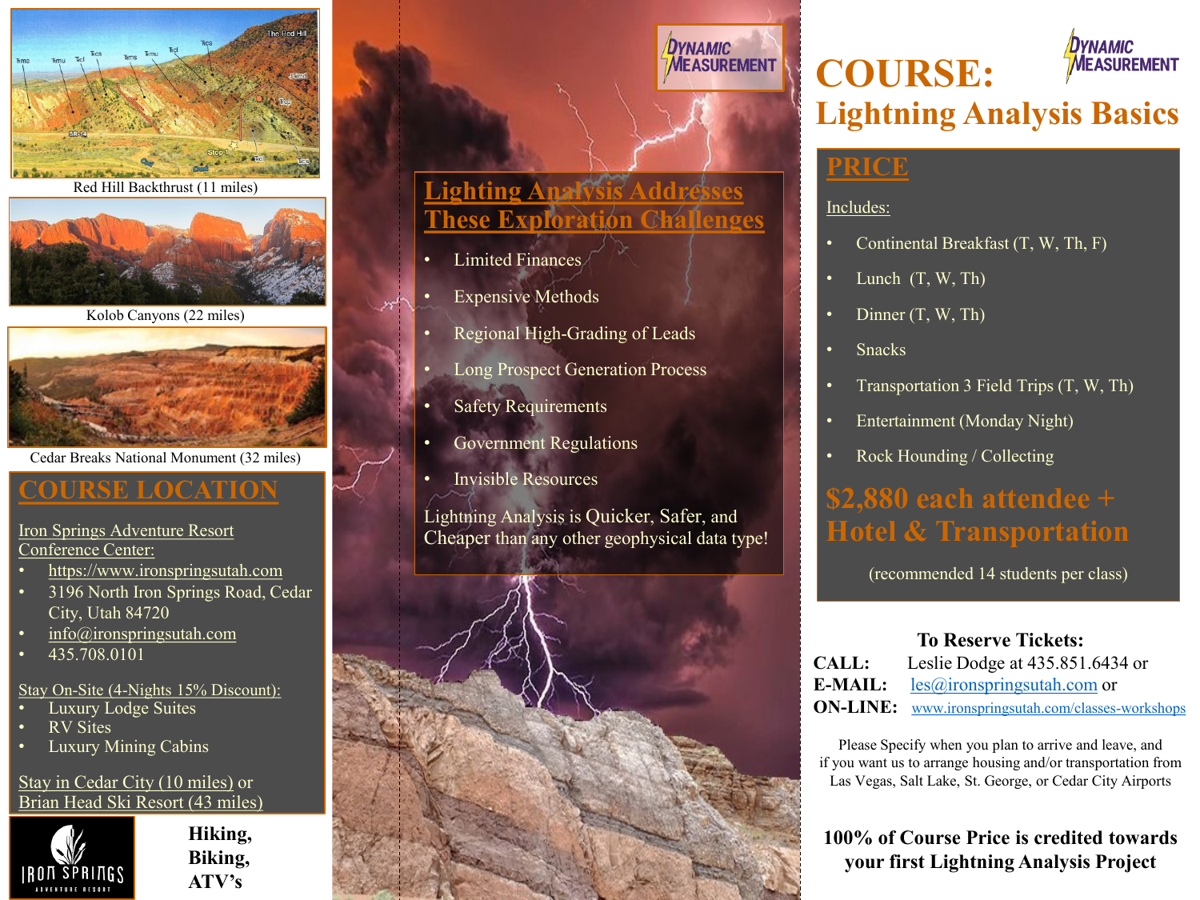Red Hill Backthrust (11 miles)

Kolob Canyons (22 miles)

Cedar Breaks National Monument (32 miles)

## COURSE LOCATION

Iron Springs Adventure Resort Conference Center:

- https://www.ironspringsutah.com
- 3196 North Iron Springs Road, Cedar City, Utah 84720
- info@ironspringsutah.com
- 435.708.0101

Stay On-Site (4-Nights 15% Discount):

- Luxury Lodge Suites
- RV Sites
- Luxury Mining Cabins

Stay in Cedar City (10 miles) or
Brian Head Ski Resort (43 miles)

IRON SPRINGS ADVENTURE RESORT

**Hiking, Biking, ATV's**

DYNAMIC MEASUREMENT

## Lighting Analysis Addresses These Exploration Challenges

- Limited Finances
- Expensive Methods
- Regional High-Grading of Leads
- Long Prospect Generation Process
- Safety Requirements
- Government Regulations
- Invisible Resources

Lightning Analysis is Quicker, Safer, and Cheaper than any other geophysical data type!

DYNAMIC MEASUREMENT

# COURSE:
# Lightning Analysis Basics

## PRICE

Includes:

- Continental Breakfast (T, W, Th, F)
- Lunch (T, W, Th)
- Dinner (T, W, Th)
- Snacks
- Transportation 3 Field Trips (T, W, Th)
- Entertainment (Monday Night)
- Rock Hounding / Collecting

**$2,880 each attendee + Hotel & Transportation**

(recommended 14 students per class)

**To Reserve Tickets:**

**CALL:** Leslie Dodge at 435.851.6434 or
**E-MAIL:** les@ironspringsutah.com or
**ON-LINE:** www.ironspringsutah.com/classes-workshops

Please Specify when you plan to arrive and leave, and if you want us to arrange housing and/or transportation from Las Vegas, Salt Lake, St. George, or Cedar City Airports

**100% of Course Price is credited towards your first Lightning Analysis Project**